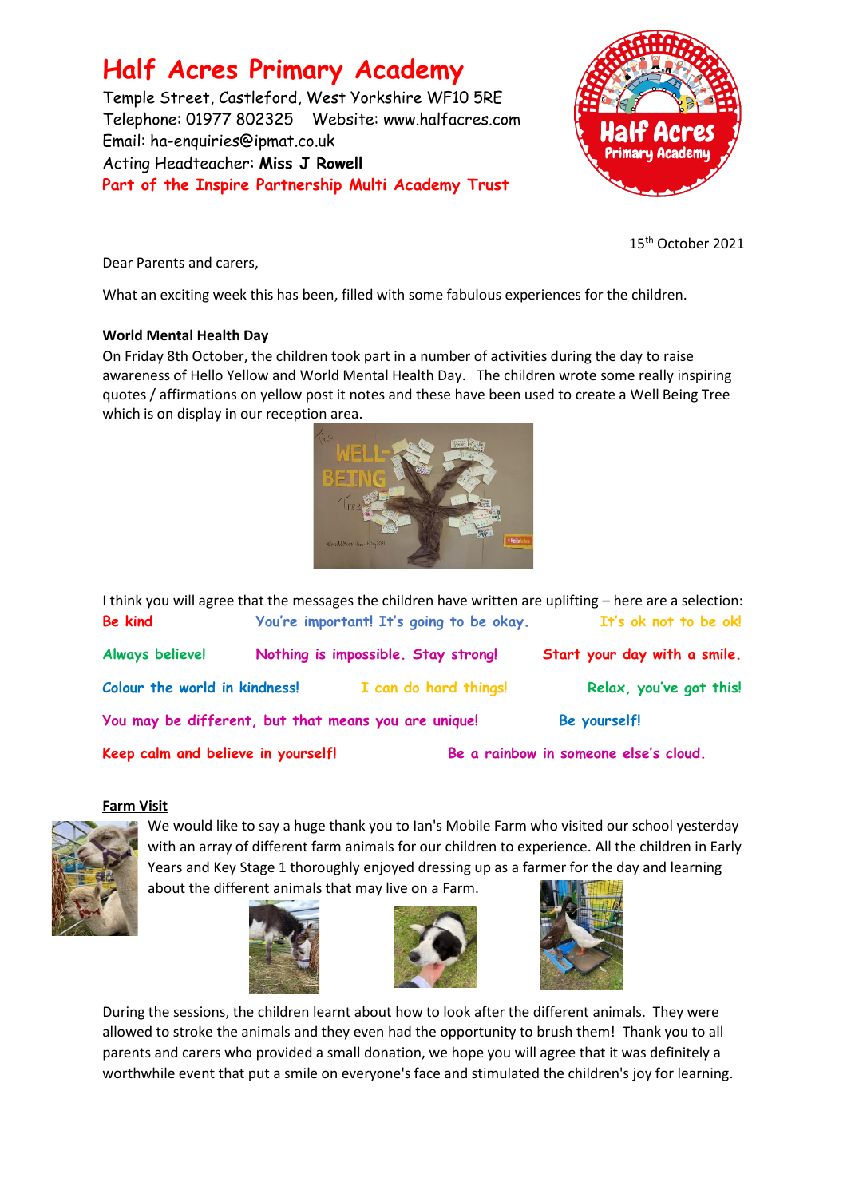# Half Acres Primary Academy

Temple Street, Castleford, West Yorkshire WF10 5RE
Telephone: 01977 802325 Website: www.halfacres.com
Email: ha-enquiries@ipmat.co.uk
Acting Headteacher: **Miss J Rowell**
Part of the Inspire Partnership Multi Academy Trust

15th October 2021

Dear Parents and carers,

What an exciting week this has been, filled with some fabulous experiences for the children.

## World Mental Health Day

On Friday 8th October, the children took part in a number of activities during the day to raise awareness of Hello Yellow and World Mental Health Day. The children wrote some really inspiring quotes / affirmations on yellow post it notes and these have been used to create a Well Being Tree which is on display in our reception area.

I think you will agree that the messages the children have written are uplifting – here are a selection:

Be kind
You're important! It's going to be okay.
It's ok not to be ok!
Always believe!
Nothing is impossible. Stay strong!
Start your day with a smile.
Colour the world in kindness!
I can do hard things!
Relax, you've got this!
You may be different, but that means you are unique!
Be yourself!
Keep calm and believe in yourself!
Be a rainbow in someone else's cloud.

## Farm Visit

We would like to say a huge thank you to Ian's Mobile Farm who visited our school yesterday with an array of different farm animals for our children to experience. All the children in Early Years and Key Stage 1 thoroughly enjoyed dressing up as a farmer for the day and learning about the different animals that may live on a Farm.

During the sessions, the children learnt about how to look after the different animals. They were allowed to stroke the animals and they even had the opportunity to brush them! Thank you to all parents and carers who provided a small donation, we hope you will agree that it was definitely a worthwhile event that put a smile on everyone's face and stimulated the children's joy for learning.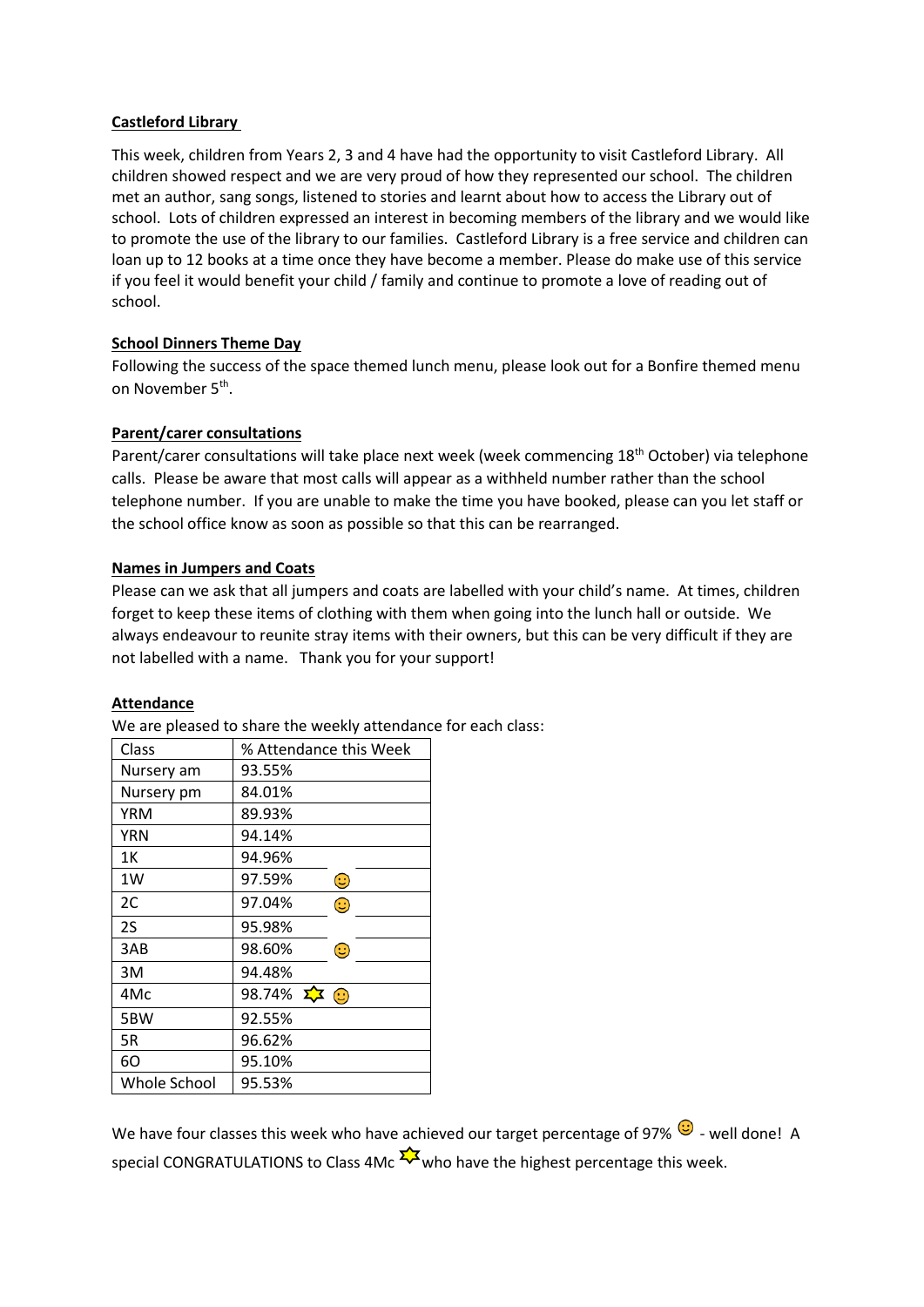**Castleford Library**

This week, children from Years 2, 3 and 4 have had the opportunity to visit Castleford Library. All children showed respect and we are very proud of how they represented our school. The children met an author, sang songs, listened to stories and learnt about how to access the Library out of school. Lots of children expressed an interest in becoming members of the library and we would like to promote the use of the library to our families. Castleford Library is a free service and children can loan up to 12 books at a time once they have become a member. Please do make use of this service if you feel it would benefit your child / family and continue to promote a love of reading out of school.

**School Dinners Theme Day**

Following the success of the space themed lunch menu, please look out for a Bonfire themed menu on November 5th.

**Parent/carer consultations**

Parent/carer consultations will take place next week (week commencing 18th October) via telephone calls. Please be aware that most calls will appear as a withheld number rather than the school telephone number. If you are unable to make the time you have booked, please can you let staff or the school office know as soon as possible so that this can be rearranged.

**Names in Jumpers and Coats**

Please can we ask that all jumpers and coats are labelled with your child's name. At times, children forget to keep these items of clothing with them when going into the lunch hall or outside. We always endeavour to reunite stray items with their owners, but this can be very difficult if they are not labelled with a name. Thank you for your support!

**Attendance**

We are pleased to share the weekly attendance for each class:

| Class | % Attendance this Week |
|---|---|
| Nursery am | 93.55% |
| Nursery pm | 84.01% |
| YRM | 89.93% |
| YRN | 94.14% |
| 1K | 94.96% |
| 1W | 97.59% ☺ |
| 2C | 97.04% ☺ |
| 2S | 95.98% |
| 3AB | 98.60% ☺ |
| 3M | 94.48% |
| 4Mc | 98.74% ☆ ☺ |
| 5BW | 92.55% |
| 5R | 96.62% |
| 6O | 95.10% |
| Whole School | 95.53% |

We have four classes this week who have achieved our target percentage of 97% ☺ - well done! A special CONGRATULATIONS to Class 4Mc ☆ who have the highest percentage this week.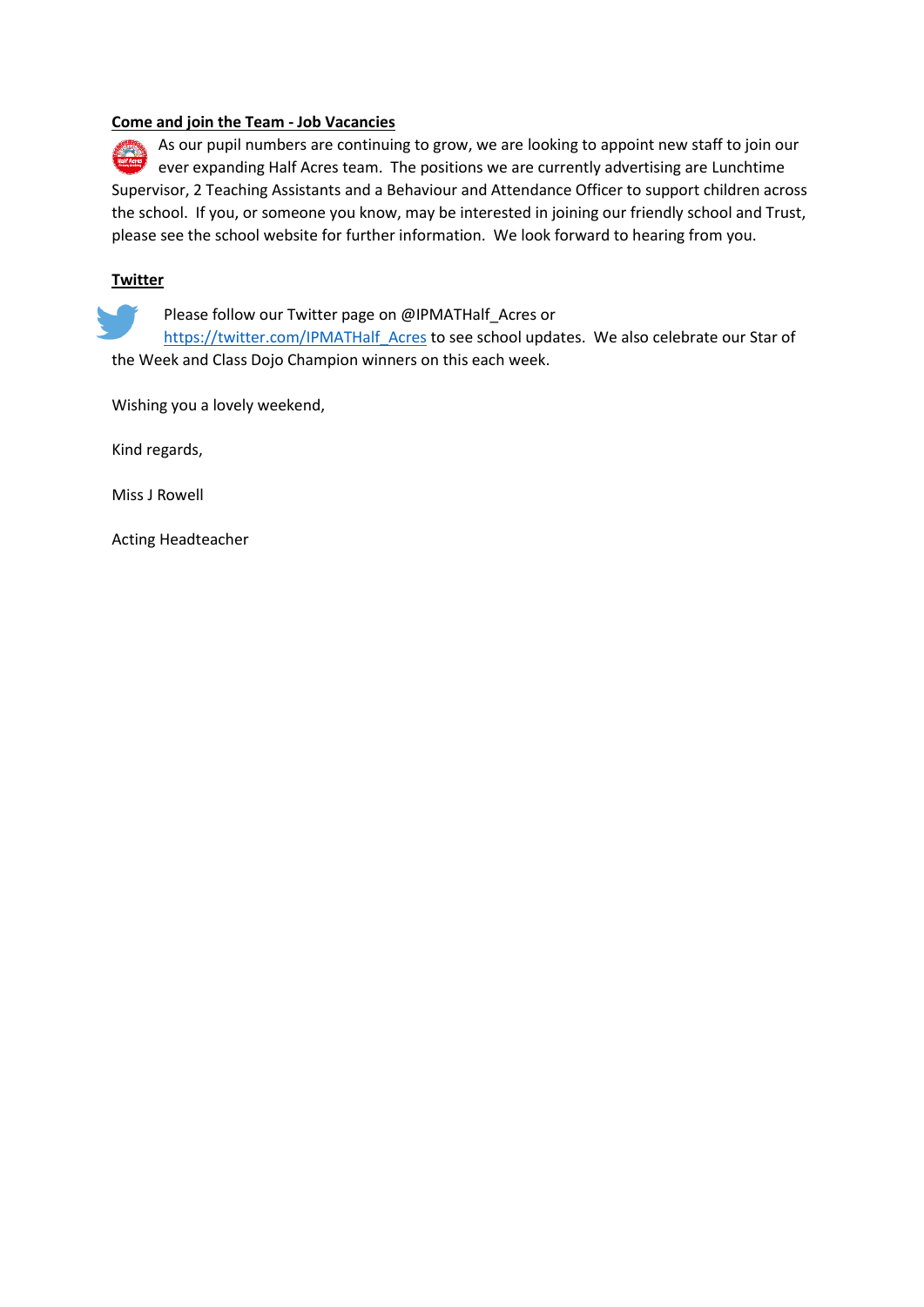**Come and join the Team - Job Vacancies**

As our pupil numbers are continuing to grow, we are looking to appoint new staff to join our ever expanding Half Acres team. The positions we are currently advertising are Lunchtime Supervisor, 2 Teaching Assistants and a Behaviour and Attendance Officer to support children across the school. If you, or someone you know, may be interested in joining our friendly school and Trust, please see the school website for further information. We look forward to hearing from you.

**Twitter**

Please follow our Twitter page on @IPMATHalf_Acres or https://twitter.com/IPMATHalf_Acres to see school updates. We also celebrate our Star of the Week and Class Dojo Champion winners on this each week.

Wishing you a lovely weekend,

Kind regards,

Miss J Rowell

Acting Headteacher